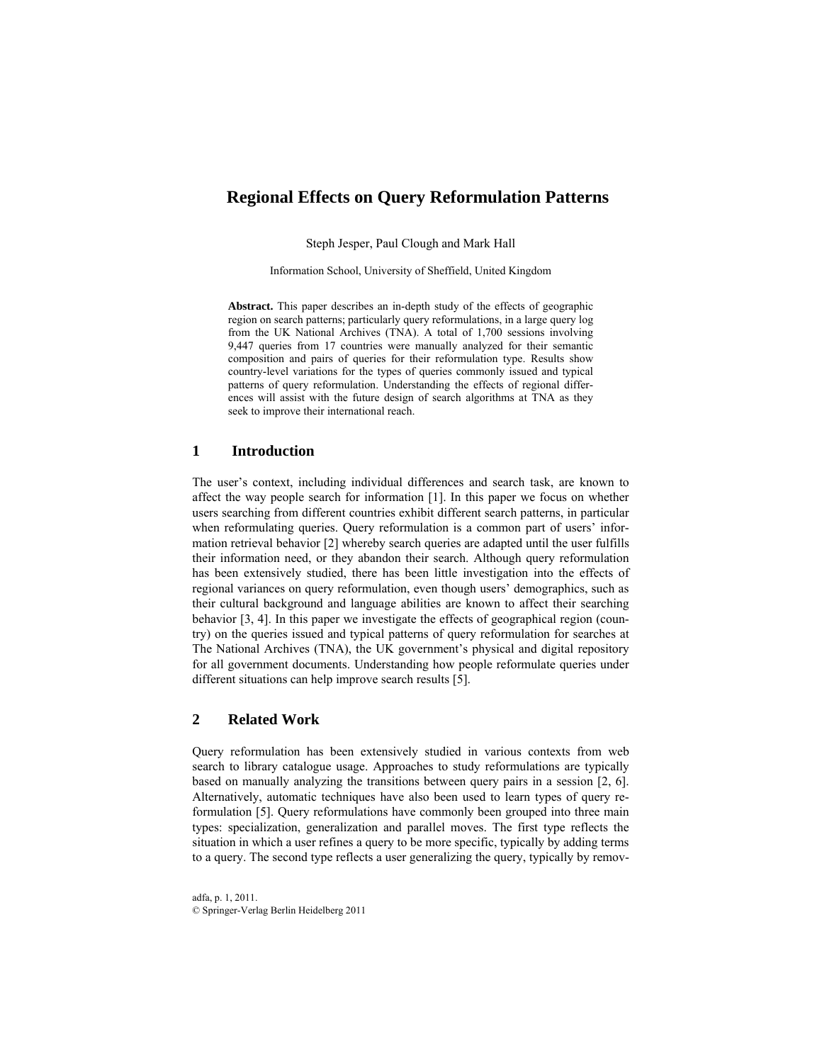# Regional Effects on Query Reformulation Patterns

Steph Jesper, Paul Clough and Mark Hall

Information School, University of Sheffield, United Kingdom

**Abstract.** This paper describes an in-depth study of the effects of geographic region on search patterns; particularly query reformulations, in a large query log from the UK National Archives (TNA). A total of 1,700 sessions involving 9,447 queries from 17 countries were manually analyzed for their semantic composition and pairs of queries for their reformulation type. Results show country-level variations for the types of queries commonly issued and typical patterns of query reformulation. Understanding the effects of regional differences will assist with the future design of search algorithms at TNA as they seek to improve their international reach.

## 1 Introduction

The user's context, including individual differences and search task, are known to affect the way people search for information [1]. In this paper we focus on whether users searching from different countries exhibit different search patterns, in particular when reformulating queries. Query reformulation is a common part of users' information retrieval behavior [2] whereby search queries are adapted until the user fulfills their information need, or they abandon their search. Although query reformulation has been extensively studied, there has been little investigation into the effects of regional variances on query reformulation, even though users' demographics, such as their cultural background and language abilities are known to affect their searching behavior [3, 4]. In this paper we investigate the effects of geographical region (country) on the queries issued and typical patterns of query reformulation for searches at The National Archives (TNA), the UK government's physical and digital repository for all government documents. Understanding how people reformulate queries under different situations can help improve search results [5].

## 2 Related Work

Query reformulation has been extensively studied in various contexts from web search to library catalogue usage. Approaches to study reformulations are typically based on manually analyzing the transitions between query pairs in a session [2, 6]. Alternatively, automatic techniques have also been used to learn types of query reformulation [5]. Query reformulations have commonly been grouped into three main types: specialization, generalization and parallel moves. The first type reflects the situation in which a user refines a query to be more specific, typically by adding terms to a query. The second type reflects a user generalizing the query, typically by remov-

adfa, p. 1, 2011.
© Springer-Verlag Berlin Heidelberg 2011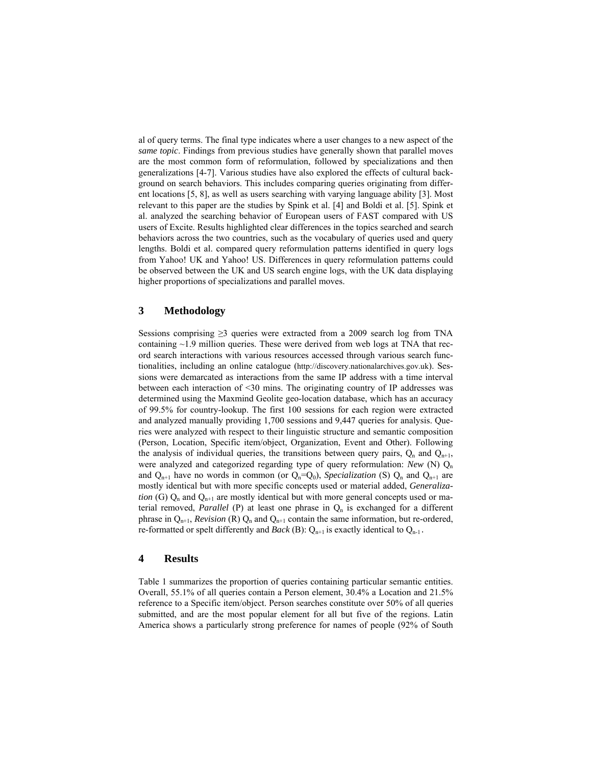al of query terms. The final type indicates where a user changes to a new aspect of the *same topic*. Findings from previous studies have generally shown that parallel moves are the most common form of reformulation, followed by specializations and then generalizations [4-7]. Various studies have also explored the effects of cultural background on search behaviors. This includes comparing queries originating from different locations [5, 8], as well as users searching with varying language ability [3]. Most relevant to this paper are the studies by Spink et al. [4] and Boldi et al. [5]. Spink et al. analyzed the searching behavior of European users of FAST compared with US users of Excite. Results highlighted clear differences in the topics searched and search behaviors across the two countries, such as the vocabulary of queries used and query lengths. Boldi et al. compared query reformulation patterns identified in query logs from Yahoo! UK and Yahoo! US. Differences in query reformulation patterns could be observed between the UK and US search engine logs, with the UK data displaying higher proportions of specializations and parallel moves.

## 3 Methodology

Sessions comprising ≥3 queries were extracted from a 2009 search log from TNA containing ~1.9 million queries. These were derived from web logs at TNA that record search interactions with various resources accessed through various search functionalities, including an online catalogue (http://discovery.nationalarchives.gov.uk). Sessions were demarcated as interactions from the same IP address with a time interval between each interaction of <30 mins. The originating country of IP addresses was determined using the Maxmind Geolite geo-location database, which has an accuracy of 99.5% for country-lookup. The first 100 sessions for each region were extracted and analyzed manually providing 1,700 sessions and 9,447 queries for analysis. Queries were analyzed with respect to their linguistic structure and semantic composition (Person, Location, Specific item/object, Organization, Event and Other). Following the analysis of individual queries, the transitions between query pairs, $Q_n$ and $Q_{n+1}$, were analyzed and categorized regarding type of query reformulation: *New* (N) $Q_n$ and $Q_{n+1}$ have no words in common (or $Q_n$=$Q_0$), *Specialization* (S) $Q_n$ and $Q_{n+1}$ are mostly identical but with more specific concepts used or material added, *Generalization* (G) $Q_n$ and $Q_{n+1}$ are mostly identical but with more general concepts used or material removed, *Parallel* (P) at least one phrase in $Q_n$ is exchanged for a different phrase in $Q_{n+1}$, *Revision* (R) $Q_n$ and $Q_{n+1}$ contain the same information, but re-ordered, re-formatted or spelt differently and *Back* (B): $Q_{n+1}$ is exactly identical to $Q_{n-1}$.

## 4 Results

Table 1 summarizes the proportion of queries containing particular semantic entities. Overall, 55.1% of all queries contain a Person element, 30.4% a Location and 21.5% reference to a Specific item/object. Person searches constitute over 50% of all queries submitted, and are the most popular element for all but five of the regions. Latin America shows a particularly strong preference for names of people (92% of South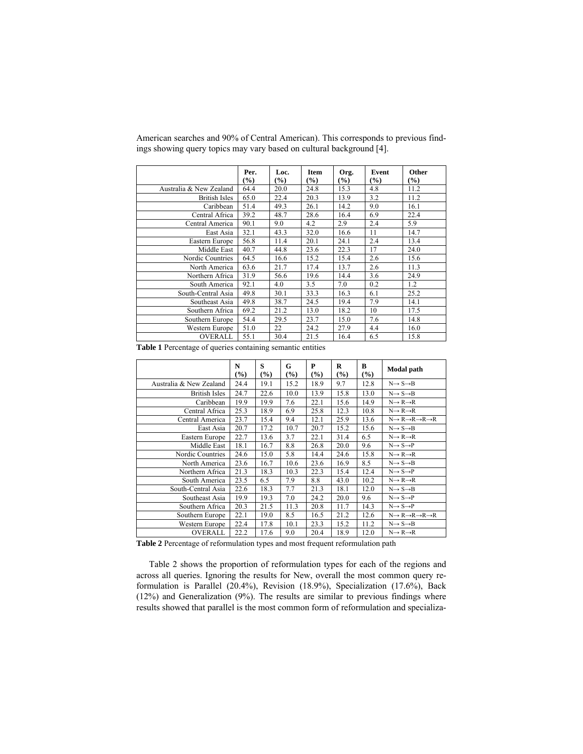American searches and 90% of Central American). This corresponds to previous findings showing query topics may vary based on cultural background [4].

| | Per. (%) | Loc. (%) | Item (%) | Org. (%) | Event (%) | Other (%) |
|---|---|---|---|---|---|---|
| Australia & New Zealand | 64.4 | 20.0 | 24.8 | 15.3 | 4.8 | 11.2 |
| British Isles | 65.0 | 22.4 | 20.3 | 13.9 | 3.2 | 11.2 |
| Caribbean | 51.4 | 49.3 | 26.1 | 14.2 | 9.0 | 16.1 |
| Central Africa | 39.2 | 48.7 | 28.6 | 16.4 | 6.9 | 22.4 |
| Central America | 90.1 | 9.0 | 4.2 | 2.9 | 2.4 | 5.9 |
| East Asia | 32.1 | 43.3 | 32.0 | 16.6 | 11 | 14.7 |
| Eastern Europe | 56.8 | 11.4 | 20.1 | 24.1 | 2.4 | 13.4 |
| Middle East | 40.7 | 44.8 | 23.6 | 22.3 | 17 | 24.0 |
| Nordic Countries | 64.5 | 16.6 | 15.2 | 15.4 | 2.6 | 15.6 |
| North America | 63.6 | 21.7 | 17.4 | 13.7 | 2.6 | 11.3 |
| Northern Africa | 31.9 | 56.6 | 19.6 | 14.4 | 3.6 | 24.9 |
| South America | 92.1 | 4.0 | 3.5 | 7.0 | 0.2 | 1.2 |
| South-Central Asia | 49.8 | 30.1 | 33.3 | 16.3 | 6.1 | 25.2 |
| Southeast Asia | 49.8 | 38.7 | 24.5 | 19.4 | 7.9 | 14.1 |
| Southern Africa | 69.2 | 21.2 | 13.0 | 18.2 | 10 | 17.5 |
| Southern Europe | 54.4 | 29.5 | 23.7 | 15.0 | 7.6 | 14.8 |
| Western Europe | 51.0 | 22 | 24.2 | 27.9 | 4.4 | 16.0 |
| OVERALL | 55.1 | 30.4 | 21.5 | 16.4 | 6.5 | 15.8 |

**Table 1** Percentage of queries containing semantic entities

| | N (%) | S (%) | G (%) | P (%) | R (%) | B (%) | Modal path |
|---|---|---|---|---|---|---|---|
| Australia & New Zealand | 24.4 | 19.1 | 15.2 | 18.9 | 9.7 | 12.8 | N→ S→B |
| British Isles | 24.7 | 22.6 | 10.0 | 13.9 | 15.8 | 13.0 | N→ S→B |
| Caribbean | 19.9 | 19.9 | 7.6 | 22.1 | 15.6 | 14.9 | N→ R→R |
| Central Africa | 25.3 | 18.9 | 6.9 | 25.8 | 12.3 | 10.8 | N→ R→R |
| Central America | 23.7 | 15.4 | 9.4 | 12.1 | 25.9 | 13.6 | N→ R→R→R→R |
| East Asia | 20.7 | 17.2 | 10.7 | 20.7 | 15.2 | 15.6 | N→ S→B |
| Eastern Europe | 22.7 | 13.6 | 3.7 | 22.1 | 31.4 | 6.5 | N→ R→R |
| Middle East | 18.1 | 16.7 | 8.8 | 26.8 | 20.0 | 9.6 | N→ S→P |
| Nordic Countries | 24.6 | 15.0 | 5.8 | 14.4 | 24.6 | 15.8 | N→ R→R |
| North America | 23.6 | 16.7 | 10.6 | 23.6 | 16.9 | 8.5 | N→ S→B |
| Northern Africa | 21.3 | 18.3 | 10.3 | 22.3 | 15.4 | 12.4 | N→ S→P |
| South America | 23.5 | 6.5 | 7.9 | 8.8 | 43.0 | 10.2 | N→ R→R |
| South-Central Asia | 22.6 | 18.3 | 7.7 | 21.3 | 18.1 | 12.0 | N→ S→B |
| Southeast Asia | 19.9 | 19.3 | 7.0 | 24.2 | 20.0 | 9.6 | N→ S→P |
| Southern Africa | 20.3 | 21.5 | 11.3 | 20.8 | 11.7 | 14.3 | N→ S→P |
| Southern Europe | 22.1 | 19.0 | 8.5 | 16.5 | 21.2 | 12.6 | N→ R→R→R→R |
| Western Europe | 22.4 | 17.8 | 10.1 | 23.3 | 15.2 | 11.2 | N→ S→B |
| OVERALL | 22.2 | 17.6 | 9.0 | 20.4 | 18.9 | 12.0 | N→ R→R |

**Table 2** Percentage of reformulation types and most frequent reformulation path

Table 2 shows the proportion of reformulation types for each of the regions and across all queries. Ignoring the results for New, overall the most common query reformulation is Parallel (20.4%), Revision (18.9%), Specialization (17.6%), Back (12%) and Generalization (9%). The results are similar to previous findings where results showed that parallel is the most common form of reformulation and specializa-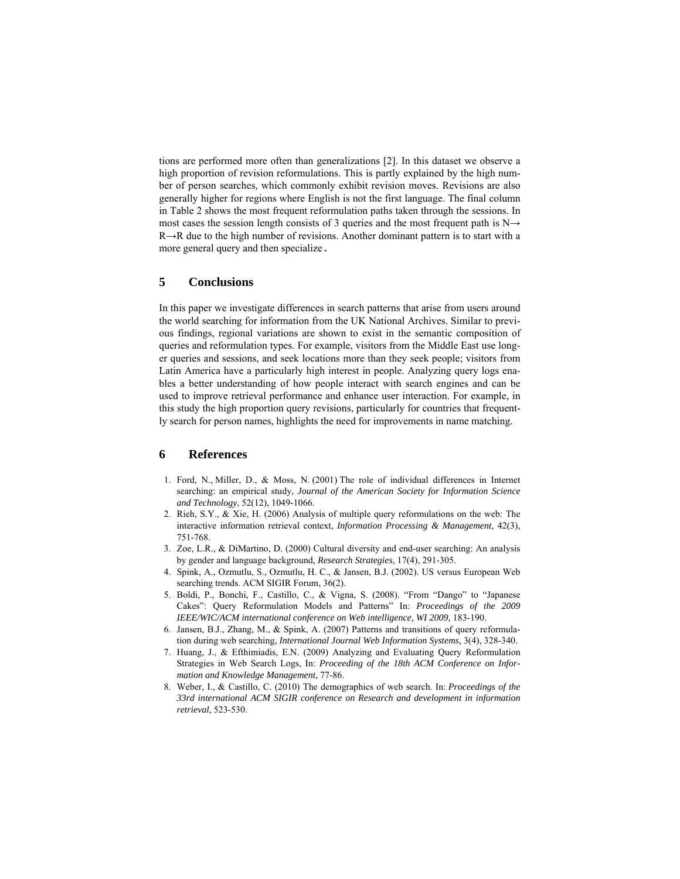tions are performed more often than generalizations [2]. In this dataset we observe a high proportion of revision reformulations. This is partly explained by the high number of person searches, which commonly exhibit revision moves. Revisions are also generally higher for regions where English is not the first language. The final column in Table 2 shows the most frequent reformulation paths taken through the sessions. In most cases the session length consists of 3 queries and the most frequent path is N→ R→R due to the high number of revisions. Another dominant pattern is to start with a more general query and then specialize.

## 5 Conclusions

In this paper we investigate differences in search patterns that arise from users around the world searching for information from the UK National Archives. Similar to previous findings, regional variations are shown to exist in the semantic composition of queries and reformulation types. For example, visitors from the Middle East use longer queries and sessions, and seek locations more than they seek people; visitors from Latin America have a particularly high interest in people. Analyzing query logs enables a better understanding of how people interact with search engines and can be used to improve retrieval performance and enhance user interaction. For example, in this study the high proportion query revisions, particularly for countries that frequently search for person names, highlights the need for improvements in name matching.

## 6 References

1. Ford, N., Miller, D., & Moss, N. (2001) The role of individual differences in Internet searching: an empirical study, *Journal of the American Society for Information Science and Technology*, 52(12), 1049-1066.
2. Rieh, S.Y., & Xie, H. (2006) Analysis of multiple query reformulations on the web: The interactive information retrieval context, *Information Processing & Management*, 42(3), 751-768.
3. Zoe, L.R., & DiMartino, D. (2000) Cultural diversity and end-user searching: An analysis by gender and language background, *Research Strategies*, 17(4), 291-305.
4. Spink, A., Ozmutlu, S., Ozmutlu, H. C., & Jansen, B.J. (2002). US versus European Web searching trends. ACM SIGIR Forum, 36(2).
5. Boldi, P., Bonchi, F., Castillo, C., & Vigna, S. (2008). "From "Dango" to "Japanese Cakes": Query Reformulation Models and Patterns" In: *Proceedings of the 2009 IEEE/WIC/ACM international conference on Web intelligence, WI 2009,* 183-190.
6. Jansen, B.J., Zhang, M., & Spink, A. (2007) Patterns and transitions of query reformulation during web searching, *International Journal Web Information Systems*, 3(4), 328-340.
7. Huang, J., & Efthimiadis, E.N. (2009) Analyzing and Evaluating Query Reformulation Strategies in Web Search Logs, In: *Proceeding of the 18th ACM Conference on Information and Knowledge Management*, 77-86.
8. Weber, I., & Castillo, C. (2010) The demographics of web search. In: *Proceedings of the 33rd international ACM SIGIR conference on Research and development in information retrieval*, 523-530.